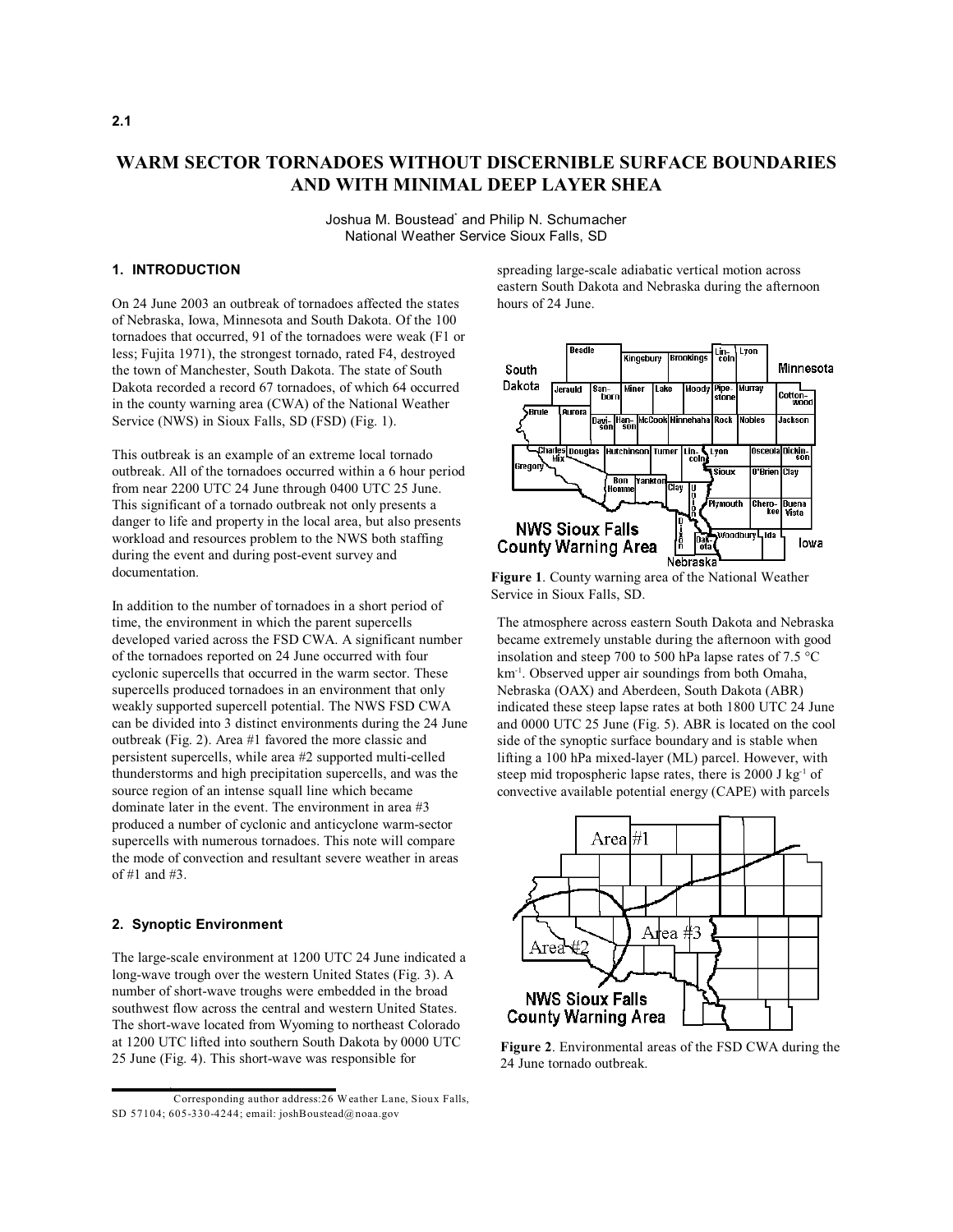# WARM SECTOR TORNADOES WITHOUT DISCERNIBLE SURFACE BOUNDARIES AND WITH MINIMAL DEEP LAYER SHEA

Joshua M. Boustead* and Philip N. Schumacher
National Weather Service Sioux Falls, SD

## 1. INTRODUCTION

On 24 June 2003 an outbreak of tornadoes affected the states of Nebraska, Iowa, Minnesota and South Dakota. Of the 100 tornadoes that occurred, 91 of the tornadoes were weak (F1 or less; Fujita 1971), the strongest tornado, rated F4, destroyed the town of Manchester, South Dakota. The state of South Dakota recorded a record 67 tornadoes, of which 64 occurred in the county warning area (CWA) of the National Weather Service (NWS) in Sioux Falls, SD (FSD) (Fig. 1).

This outbreak is an example of an extreme local tornado outbreak. All of the tornadoes occurred within a 6 hour period from near 2200 UTC 24 June through 0400 UTC 25 June. This significant of a tornado outbreak not only presents a danger to life and property in the local area, but also presents workload and resources problem to the NWS both staffing during the event and during post-event survey and documentation.

In addition to the number of tornadoes in a short period of time, the environment in which the parent supercells developed varied across the FSD CWA. A significant number of the tornadoes reported on 24 June occurred with four cyclonic supercells that occurred in the warm sector. These supercells produced tornadoes in an environment that only weakly supported supercell potential. The NWS FSD CWA can be divided into 3 distinct environments during the 24 June outbreak (Fig. 2). Area #1 favored the more classic and persistent supercells, while area #2 supported multi-celled thunderstorms and high precipitation supercells, and was the source region of an intense squall line which became dominate later in the event. The environment in area #3 produced a number of cyclonic and anticyclone warm-sector supercells with numerous tornadoes. This note will compare the mode of convection and resultant severe weather in areas of #1 and #3.

## 2. Synoptic Environment

The large-scale environment at 1200 UTC 24 June indicated a long-wave trough over the western United States (Fig. 3). A number of short-wave troughs were embedded in the broad southwest flow across the central and western United States. The short-wave located from Wyoming to northeast Colorado at 1200 UTC lifted into southern South Dakota by 0000 UTC 25 June (Fig. 4). This short-wave was responsible for spreading large-scale adiabatic vertical motion across eastern South Dakota and Nebraska during the afternoon hours of 24 June.

**Figure 1**. County warning area of the National Weather Service in Sioux Falls, SD.

The atmosphere across eastern South Dakota and Nebraska became extremely unstable during the afternoon with good insolation and steep 700 to 500 hPa lapse rates of 7.5 °C km$^{-1}$. Observed upper air soundings from both Omaha, Nebraska (OAX) and Aberdeen, South Dakota (ABR) indicated these steep lapse rates at both 1800 UTC 24 June and 0000 UTC 25 June (Fig. 5). ABR is located on the cool side of the synoptic surface boundary and is stable when lifting a 100 hPa mixed-layer (ML) parcel. However, with steep mid tropospheric lapse rates, there is 2000 J kg$^{-1}$ of convective available potential energy (CAPE) with parcels

**Figure 2**. Environmental areas of the FSD CWA during the 24 June tornado outbreak.

---

* Corresponding author address: 26 Weather Lane, Sioux Falls, SD 57104; 605-330-4244; email: joshBoustead@noaa.gov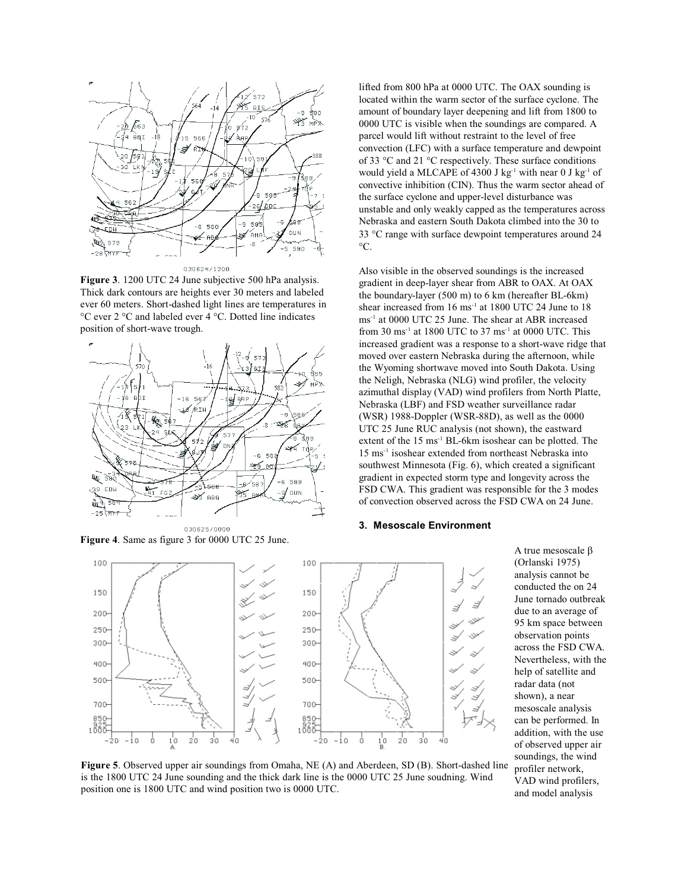**Figure 3**. 1200 UTC 24 June subjective 500 hPa analysis. Thick dark contours are heights ever 30 meters and labeled ever 60 meters. Short-dashed light lines are temperatures in °C ever 2 °C and labeled ever 4 °C. Dotted line indicates position of short-wave trough.

**Figure 4**. Same as figure 3 for 0000 UTC 25 June.

**Figure 5**. Observed upper air soundings from Omaha, NE (A) and Aberdeen, SD (B). Short-dashed line is the 1800 UTC 24 June sounding and the thick dark line is the 0000 UTC 25 June soudning. Wind position one is 1800 UTC and wind position two is 0000 UTC.

lifted from 800 hPa at 0000 UTC. The OAX sounding is located within the warm sector of the surface cyclone. The amount of boundary layer deepening and lift from 1800 to 0000 UTC is visible when the soundings are compared. A parcel would lift without restraint to the level of free convection (LFC) with a surface temperature and dewpoint of 33 °C and 21 °C respectively. These surface conditions would yield a MLCAPE of 4300 J kg$^{-1}$ with near 0 J kg$^{-1}$ of convective inhibition (CIN). Thus the warm sector ahead of the surface cyclone and upper-level disturbance was unstable and only weakly capped as the temperatures across Nebraska and eastern South Dakota climbed into the 30 to 33 °C range with surface dewpoint temperatures around 24 °C.

Also visible in the observed soundings is the increased gradient in deep-layer shear from ABR to OAX. At OAX the boundary-layer (500 m) to 6 km (hereafter BL-6km) shear increased from 16 ms$^{-1}$ at 1800 UTC 24 June to 18 ms$^{-1}$ at 0000 UTC 25 June. The shear at ABR increased from 30 ms$^{-1}$ at 1800 UTC to 37 ms$^{-1}$ at 0000 UTC. This increased gradient was a response to a short-wave ridge that moved over eastern Nebraska during the afternoon, while the Wyoming shortwave moved into South Dakota. Using the Neligh, Nebraska (NLG) wind profiler, the velocity azimuthal display (VAD) wind profilers from North Platte, Nebraska (LBF) and FSD weather surveillance radar (WSR) 1988-Doppler (WSR-88D), as well as the 0000 UTC 25 June RUC analysis (not shown), the eastward extent of the 15 ms$^{-1}$ BL-6km isoshear can be plotted. The 15 ms$^{-1}$ isoshear extended from northeast Nebraska into southwest Minnesota (Fig. 6), which created a significant gradient in expected storm type and longevity across the FSD CWA. This gradient was responsible for the 3 modes of convection observed across the FSD CWA on 24 June.

### 3. Mesoscale Environment

A true mesoscale β (Orlanski 1975) analysis cannot be conducted the on 24 June tornado outbreak due to an average of 95 km space between observation points across the FSD CWA. Nevertheless, with the help of satellite and radar data (not shown), a near mesoscale analysis can be performed. In addition, with the use of observed upper air soundings, the wind profiler network, VAD wind profilers, and model analysis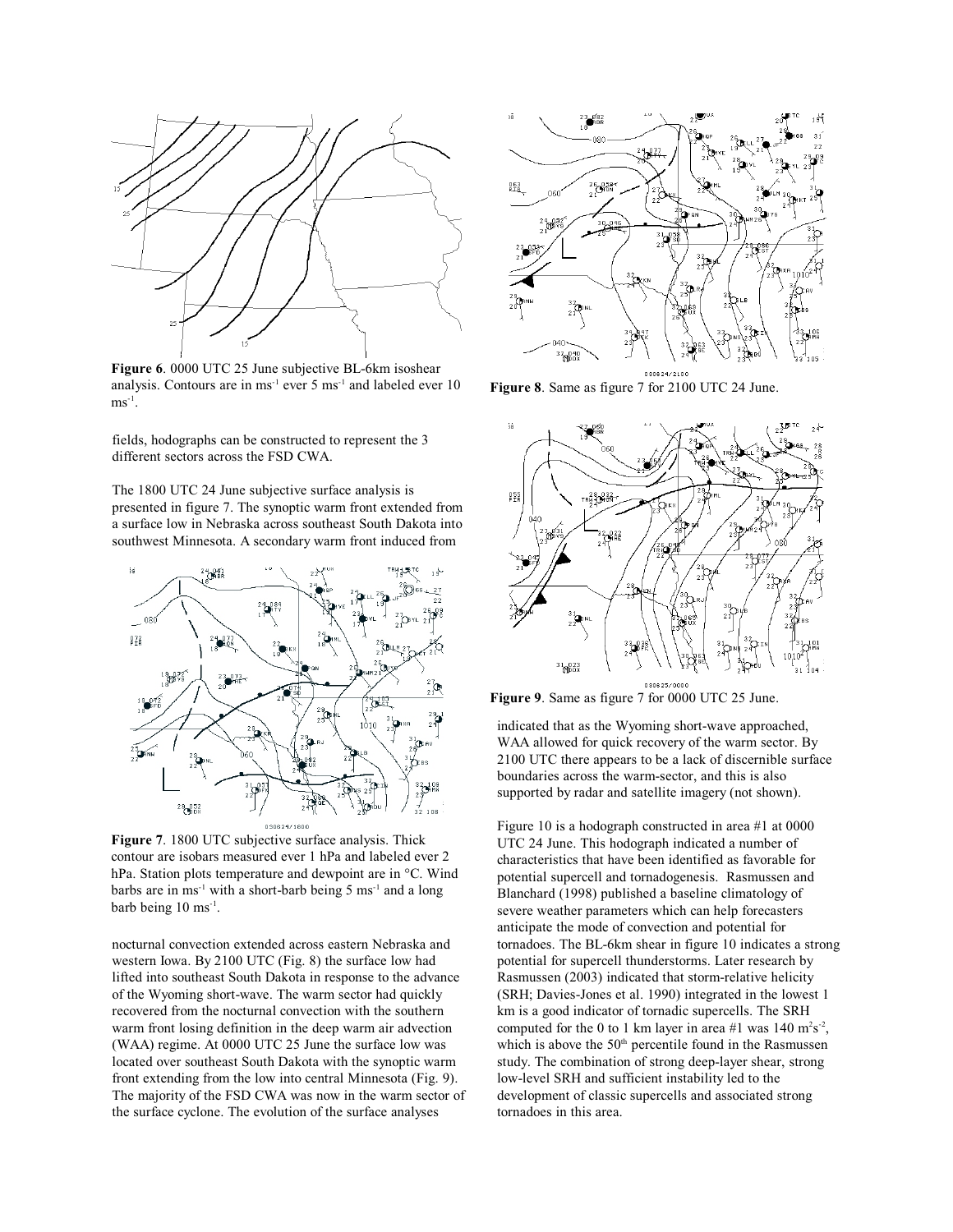**Figure 6**. 0000 UTC 25 June subjective BL-6km isoshear analysis. Contours are in $ms^{-1}$ ever 5 $ms^{-1}$ and labeled ever 10 $ms^{-1}$.

fields, hodographs can be constructed to represent the 3 different sectors across the FSD CWA.

The 1800 UTC 24 June subjective surface analysis is presented in figure 7. The synoptic warm front extended from a surface low in Nebraska across southeast South Dakota into southwest Minnesota. A secondary warm front induced from nocturnal convection extended across eastern Nebraska and western Iowa. By 2100 UTC (Fig. 8) the surface low had lifted into southeast South Dakota in response to the advance of the Wyoming short-wave. The warm sector had quickly recovered from the nocturnal convection with the southern warm front losing definition in the deep warm air advection (WAA) regime. At 0000 UTC 25 June the surface low was located over southeast South Dakota with the synoptic warm front extending from the low into central Minnesota (Fig. 9). The majority of the FSD CWA was now in the warm sector of the surface cyclone. The evolution of the surface analyses indicated that as the Wyoming short-wave approached, WAA allowed for quick recovery of the warm sector. By 2100 UTC there appears to be a lack of discernible surface boundaries across the warm-sector, and this is also supported by radar and satellite imagery (not shown).

**Figure 7**. 1800 UTC subjective surface analysis. Thick contour are isobars measured ever 1 hPa and labeled ever 2 hPa. Station plots temperature and dewpoint are in °C. Wind barbs are in $ms^{-1}$ with a short-barb being 5 $ms^{-1}$ and a long barb being 10 $ms^{-1}$.

**Figure 8**. Same as figure 7 for 2100 UTC 24 June.

**Figure 9**. Same as figure 7 for 0000 UTC 25 June.

Figure 10 is a hodograph constructed in area #1 at 0000 UTC 24 June. This hodograph indicated a number of characteristics that have been identified as favorable for potential supercell and tornadogenesis. Rasmussen and Blanchard (1998) published a baseline climatology of severe weather parameters which can help forecasters anticipate the mode of convection and potential for tornadoes. The BL-6km shear in figure 10 indicates a strong potential for supercell thunderstorms. Later research by Rasmussen (2003) indicated that storm-relative helicity (SRH; Davies-Jones et al. 1990) integrated in the lowest 1 km is a good indicator of tornadic supercells. The SRH computed for the 0 to 1 km layer in area #1 was 140 $m^2s^{-2}$, which is above the 50[th] percentile found in the Rasmussen study. The combination of strong deep-layer shear, strong low-level SRH and sufficient instability led to the development of classic supercells and associated strong tornadoes in this area.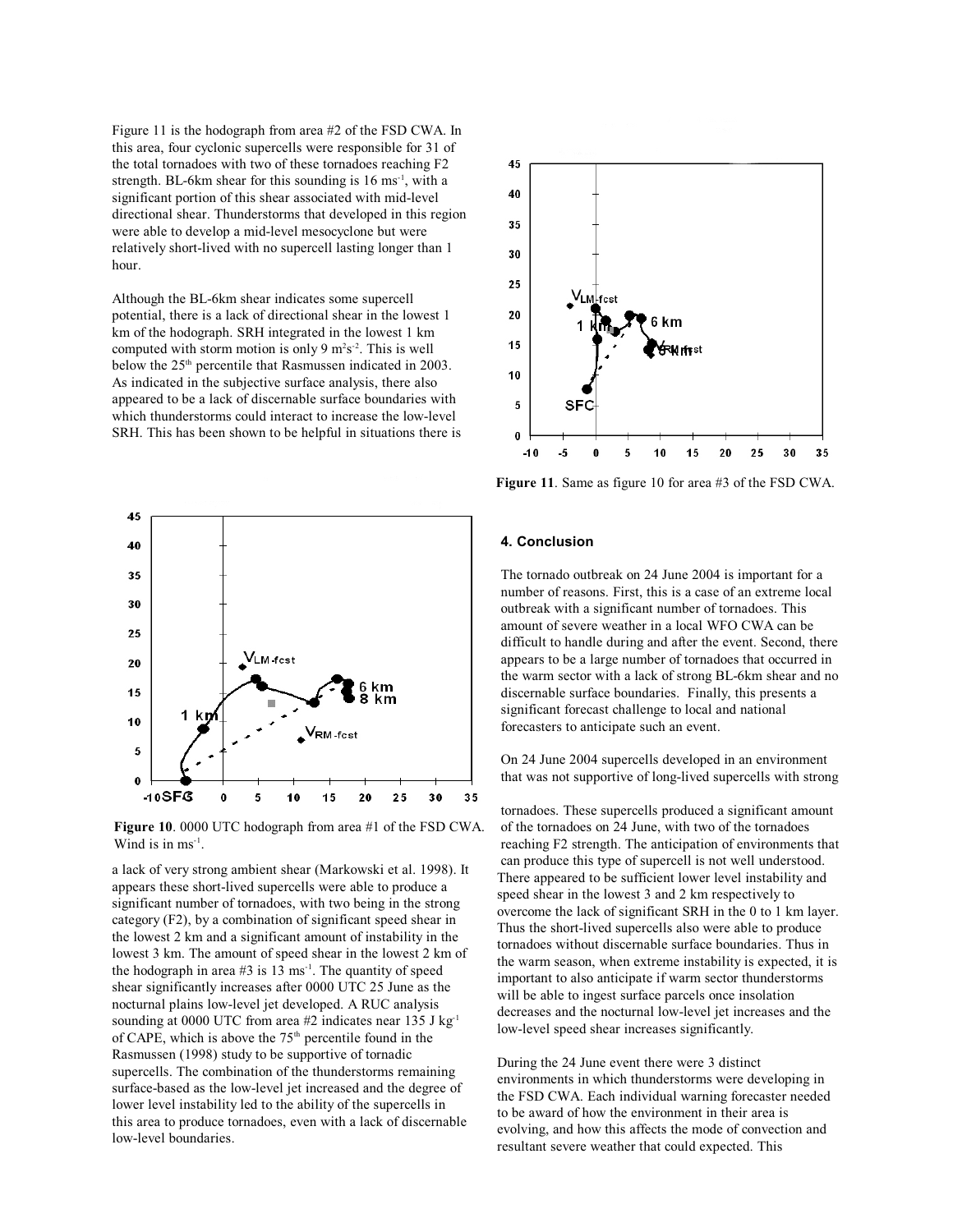Figure 11 is the hodograph from area #2 of the FSD CWA. In this area, four cyclonic supercells were responsible for 31 of the total tornadoes with two of these tornadoes reaching F2 strength. BL-6km shear for this sounding is 16 $ms^{-1}$, with a significant portion of this shear associated with mid-level directional shear. Thunderstorms that developed in this region were able to develop a mid-level mesocyclone but were relatively short-lived with no supercell lasting longer than 1 hour.

Although the BL-6km shear indicates some supercell potential, there is a lack of directional shear in the lowest 1 km of the hodograph. SRH integrated in the lowest 1 km computed with storm motion is only 9 $m^2s^{-2}$. This is well below the 25[th] percentile that Rasmussen indicated in 2003. As indicated in the subjective surface analysis, there also appeared to be a lack of discernable surface boundaries with which thunderstorms could interact to increase the low-level SRH. This has been shown to be helpful in situations there is a lack of very strong ambient shear (Markowski et al. 1998). It appears these short-lived supercells were able to produce a significant number of tornadoes, with two being in the strong category (F2), by a combination of significant speed shear in the lowest 2 km and a significant amount of instability in the lowest 3 km. The amount of speed shear in the lowest 2 km of the hodograph in area #3 is 13 $ms^{-1}$. The quantity of speed shear significantly increases after 0000 UTC 25 June as the nocturnal plains low-level jet developed. A RUC analysis sounding at 0000 UTC from area #2 indicates near 135 J $kg^{-1}$ of CAPE, which is above the 75[th] percentile found in the Rasmussen (1998) study to be supportive of tornadic supercells. The combination of the thunderstorms remaining surface-based as the low-level jet increased and the degree of lower level instability led to the ability of the supercells in this area to produce tornadoes, even with a lack of discernable low-level boundaries.

**Figure 10**. 0000 UTC hodograph from area #1 of the FSD CWA. Wind is in $ms^{-1}$.

**Figure 11**. Same as figure 10 for area #3 of the FSD CWA.

#### 4. Conclusion

The tornado outbreak on 24 June 2004 is important for a number of reasons. First, this is a case of an extreme local outbreak with a significant number of tornadoes. This amount of severe weather in a local WFO CWA can be difficult to handle during and after the event. Second, there appears to be a large number of tornadoes that occurred in the warm sector with a lack of strong BL-6km shear and no discernable surface boundaries. Finally, this presents a significant forecast challenge to local and national forecasters to anticipate such an event.

On 24 June 2004 supercells developed in an environment that was not supportive of long-lived supercells with strong tornadoes. These supercells produced a significant amount of the tornadoes on 24 June, with two of the tornadoes reaching F2 strength. The anticipation of environments that can produce this type of supercell is not well understood. There appeared to be sufficient lower level instability and speed shear in the lowest 3 and 2 km respectively to overcome the lack of significant SRH in the 0 to 1 km layer. Thus the short-lived supercells also were able to produce tornadoes without discernable surface boundaries. Thus in the warm season, when extreme instability is expected, it is important to also anticipate if warm sector thunderstorms will be able to ingest surface parcels once insolation decreases and the nocturnal low-level jet increases and the low-level speed shear increases significantly.

During the 24 June event there were 3 distinct environments in which thunderstorms were developing in the FSD CWA. Each individual warning forecaster needed to be award of how the environment in their area is evolving, and how this affects the mode of convection and resultant severe weather that could expected. This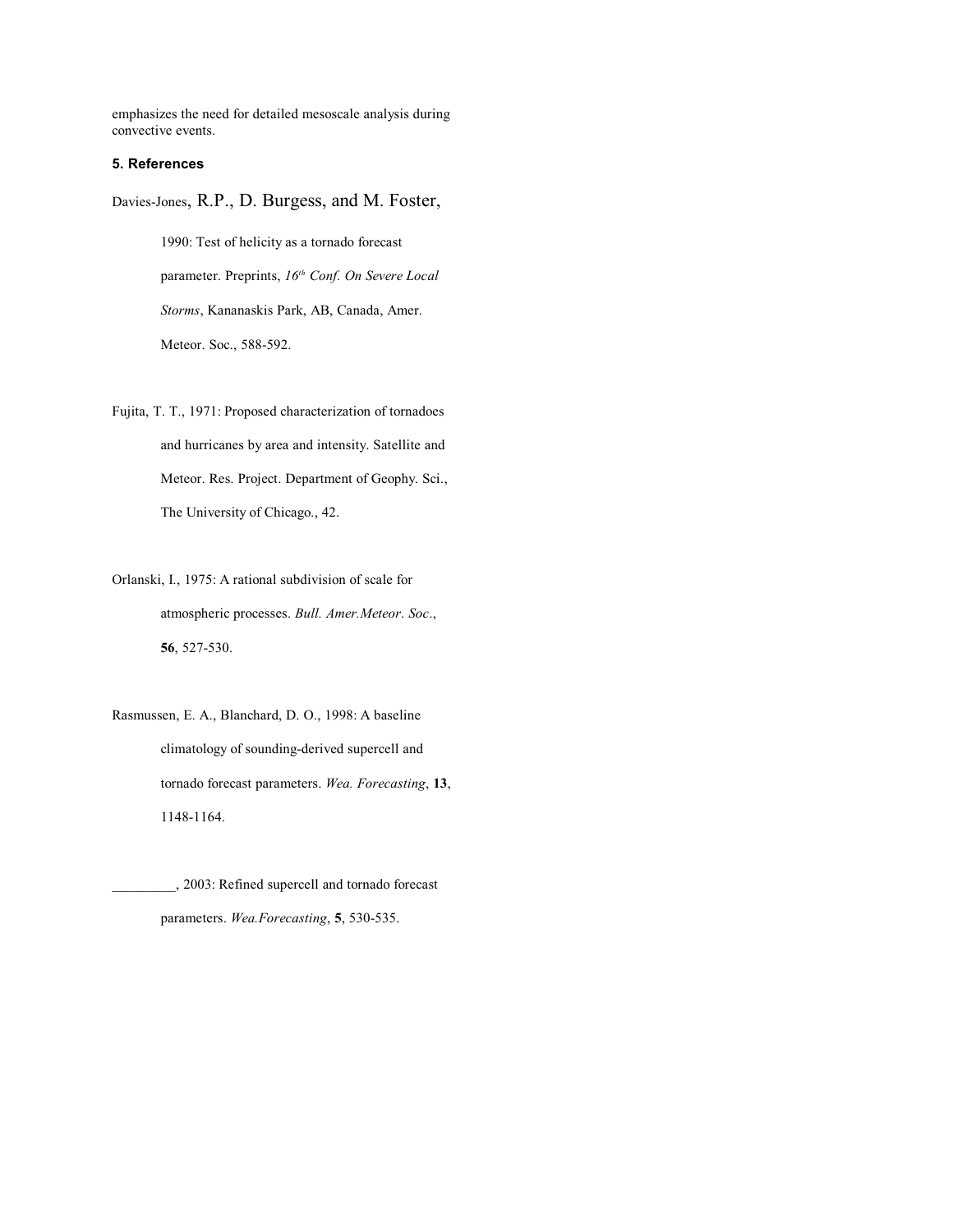emphasizes the need for detailed mesoscale analysis during convective events.

### 5. References

Davies-Jones, R.P., D. Burgess, and M. Foster, 1990: Test of helicity as a tornado forecast parameter. Preprints, *16th Conf. On Severe Local Storms*, Kananaskis Park, AB, Canada, Amer. Meteor. Soc., 588-592.

Fujita, T. T., 1971: Proposed characterization of tornadoes and hurricanes by area and intensity. Satellite and Meteor. Res. Project. Department of Geophy. Sci., The University of Chicago., 42.

Orlanski, I., 1975: A rational subdivision of scale for atmospheric processes. *Bull. Amer.Meteor. Soc.*, **56**, 527-530.

Rasmussen, E. A., Blanchard, D. O., 1998: A baseline climatology of sounding-derived supercell and tornado forecast parameters. *Wea. Forecasting*, **13**, 1148-1164.

_________, 2003: Refined supercell and tornado forecast parameters. *Wea.Forecasting*, **5**, 530-535.